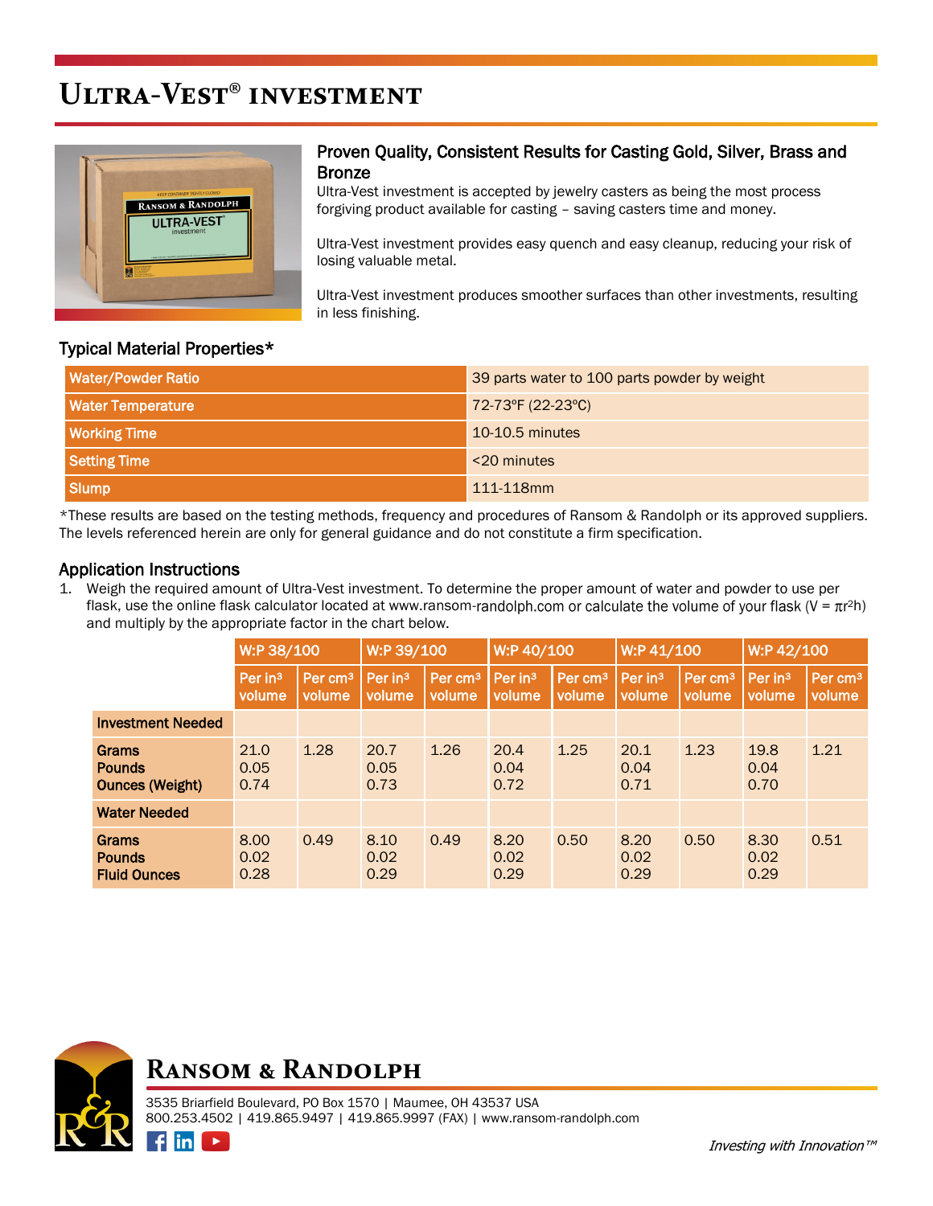# ULTRA-VEST® INVESTMENT

## Proven Quality, Consistent Results for Casting Gold, Silver, Brass and Bronze

Ultra-Vest investment is accepted by jewelry casters as being the most process forgiving product available for casting – saving casters time and money.

Ultra-Vest investment provides easy quench and easy cleanup, reducing your risk of losing valuable metal.

Ultra-Vest investment produces smoother surfaces than other investments, resulting in less finishing.

## Typical Material Properties*

| | |
|---|---|
| **Water/Powder Ratio** | 39 parts water to 100 parts powder by weight |
| **Water Temperature** | 72-73°F (22-23°C) |
| **Working Time** | 10-10.5 minutes |
| **Setting Time** | <20 minutes |
| **Slump** | 111-118mm |

*These results are based on the testing methods, frequency and procedures of Ransom & Randolph or its approved suppliers. The levels referenced herein are only for general guidance and do not constitute a firm specification.

## Application Instructions

1. Weigh the required amount of Ultra-Vest investment. To determine the proper amount of water and powder to use per flask, use the online flask calculator located at www.ransom-randolph.com or calculate the volume of your flask ($V = \pi r^2 h$) and multiply by the appropriate factor in the chart below.

| | W:P 38/100 | | W:P 39/100 | | W:P 40/100 | | W:P 41/100 | | W:P 42/100 | |
|---|---|---|---|---|---|---|---|---|---|---|
| | Per in³ volume | Per cm³ volume | Per in³ volume | Per cm³ volume | Per in³ volume | Per cm³ volume | Per in³ volume | Per cm³ volume | Per in³ volume | Per cm³ volume |
| **Investment Needed** | | | | | | | | | | |
| **Grams**<br>**Pounds**<br>**Ounces (Weight)** | 21.0<br>0.05<br>0.74 | 1.28 | 20.7<br>0.05<br>0.73 | 1.26 | 20.4<br>0.04<br>0.72 | 1.25 | 20.1<br>0.04<br>0.71 | 1.23 | 19.8<br>0.04<br>0.70 | 1.21 |
| **Water Needed** | | | | | | | | | | |
| **Grams**<br>**Pounds**<br>**Fluid Ounces** | 8.00<br>0.02<br>0.28 | 0.49 | 8.10<br>0.02<br>0.29 | 0.49 | 8.20<br>0.02<br>0.29 | 0.50 | 8.20<br>0.02<br>0.29 | 0.50 | 8.30<br>0.02<br>0.29 | 0.51 |

**RANSOM & RANDOLPH**

3535 Briarfield Boulevard, PO Box 1570 | Maumee, OH 43537 USA
800.253.4502 | 419.865.9497 | 419.865.9997 (FAX) | www.ransom-randolph.com

*Investing with Innovation™*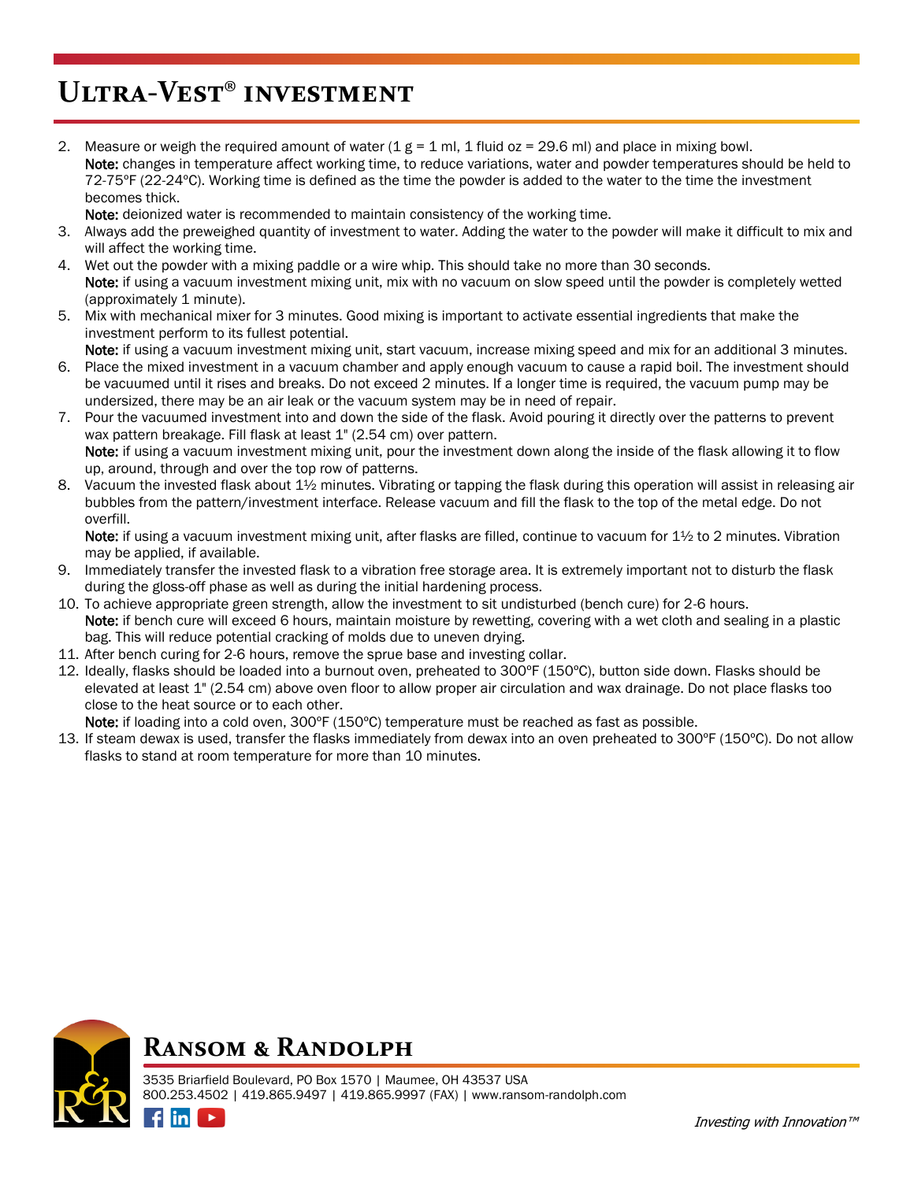# Ultra-Vest® investment

2. Measure or weigh the required amount of water (1 g = 1 ml, 1 fluid oz = 29.6 ml) and place in mixing bowl.
   **Note:** changes in temperature affect working time, to reduce variations, water and powder temperatures should be held to 72-75ºF (22-24ºC). Working time is defined as the time the powder is added to the water to the time the investment becomes thick.
   **Note:** deionized water is recommended to maintain consistency of the working time.
3. Always add the preweighed quantity of investment to water. Adding the water to the powder will make it difficult to mix and will affect the working time.
4. Wet out the powder with a mixing paddle or a wire whip. This should take no more than 30 seconds.
   **Note:** if using a vacuum investment mixing unit, mix with no vacuum on slow speed until the powder is completely wetted (approximately 1 minute).
5. Mix with mechanical mixer for 3 minutes. Good mixing is important to activate essential ingredients that make the investment perform to its fullest potential.
   **Note:** if using a vacuum investment mixing unit, start vacuum, increase mixing speed and mix for an additional 3 minutes.
6. Place the mixed investment in a vacuum chamber and apply enough vacuum to cause a rapid boil. The investment should be vacuumed until it rises and breaks. Do not exceed 2 minutes. If a longer time is required, the vacuum pump may be undersized, there may be an air leak or the vacuum system may be in need of repair.
7. Pour the vacuumed investment into and down the side of the flask. Avoid pouring it directly over the patterns to prevent wax pattern breakage. Fill flask at least 1" (2.54 cm) over pattern.
   **Note:** if using a vacuum investment mixing unit, pour the investment down along the inside of the flask allowing it to flow up, around, through and over the top row of patterns.
8. Vacuum the invested flask about 1½ minutes. Vibrating or tapping the flask during this operation will assist in releasing air bubbles from the pattern/investment interface. Release vacuum and fill the flask to the top of the metal edge. Do not overfill.
   **Note:** if using a vacuum investment mixing unit, after flasks are filled, continue to vacuum for 1½ to 2 minutes. Vibration may be applied, if available.
9. Immediately transfer the invested flask to a vibration free storage area. It is extremely important not to disturb the flask during the gloss-off phase as well as during the initial hardening process.
10. To achieve appropriate green strength, allow the investment to sit undisturbed (bench cure) for 2-6 hours.
    **Note:** if bench cure will exceed 6 hours, maintain moisture by rewetting, covering with a wet cloth and sealing in a plastic bag. This will reduce potential cracking of molds due to uneven drying.
11. After bench curing for 2-6 hours, remove the sprue base and investing collar.
12. Ideally, flasks should be loaded into a burnout oven, preheated to 300ºF (150ºC), button side down. Flasks should be elevated at least 1" (2.54 cm) above oven floor to allow proper air circulation and wax drainage. Do not place flasks too close to the heat source or to each other.
    **Note:** if loading into a cold oven, 300ºF (150ºC) temperature must be reached as fast as possible.
13. If steam dewax is used, transfer the flasks immediately from dewax into an oven preheated to 300ºF (150ºC). Do not allow flasks to stand at room temperature for more than 10 minutes.

## Ransom & Randolph

3535 Briarfield Boulevard, PO Box 1570 | Maumee, OH 43537 USA
800.253.4502 | 419.865.9497 | 419.865.9997 (FAX) | www.ransom-randolph.com

*Investing with Innovation™*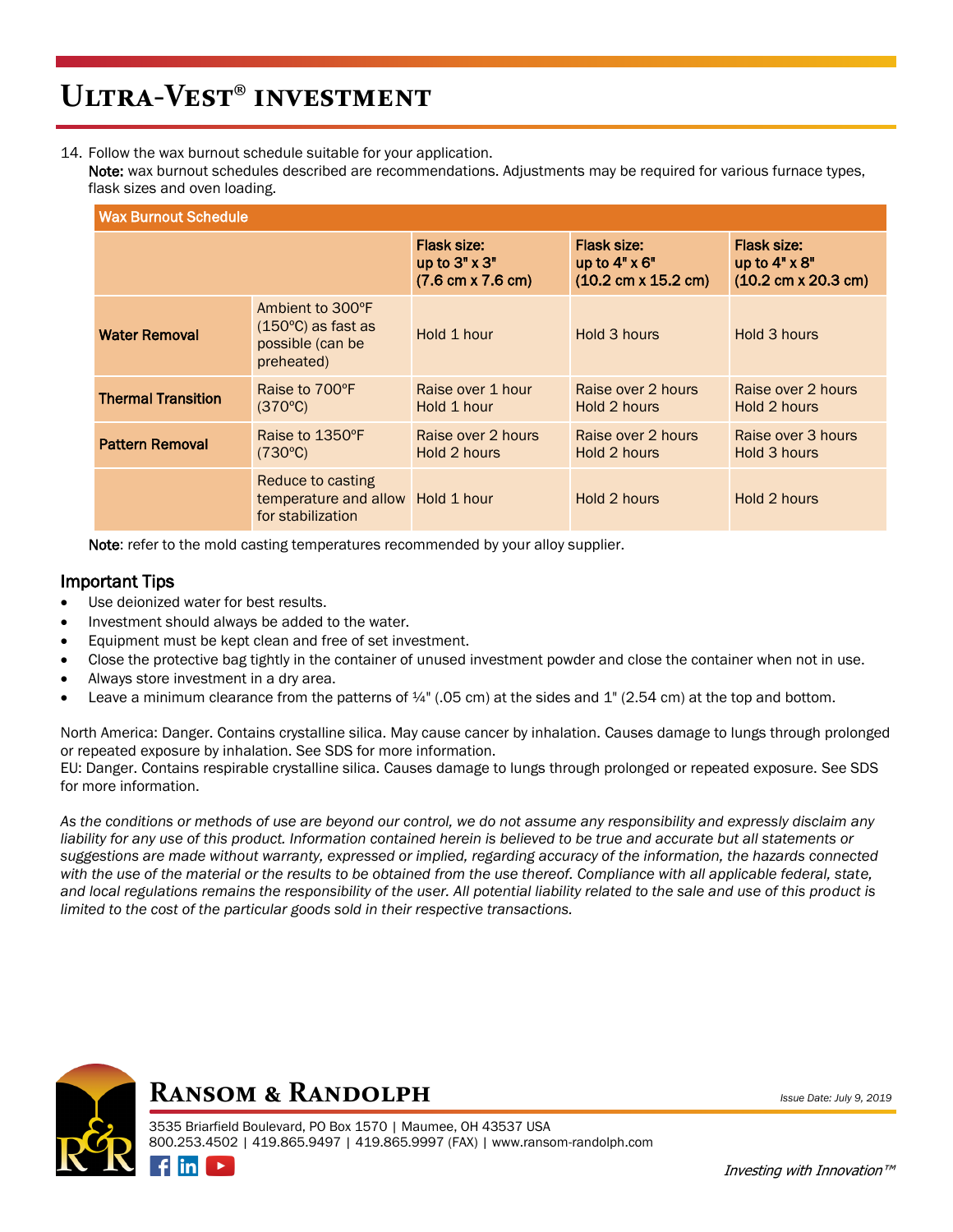# Ultra-Vest® investment

14. Follow the wax burnout schedule suitable for your application.
    **Note:** wax burnout schedules described are recommendations. Adjustments may be required for various furnace types, flask sizes and oven loading.

| Wax Burnout Schedule | | | | |
|---|---|---|---|---|
| | | **Flask size: up to 3" x 3" (7.6 cm x 7.6 cm)** | **Flask size: up to 4" x 6" (10.2 cm x 15.2 cm)** | **Flask size: up to 4" x 8" (10.2 cm x 20.3 cm)** |
| **Water Removal** | Ambient to 300°F (150°C) as fast as possible (can be preheated) | Hold 1 hour | Hold 3 hours | Hold 3 hours |
| **Thermal Transition** | Raise to 700°F (370°C) | Raise over 1 hour Hold 1 hour | Raise over 2 hours Hold 2 hours | Raise over 2 hours Hold 2 hours |
| **Pattern Removal** | Raise to 1350°F (730°C) | Raise over 2 hours Hold 2 hours | Raise over 2 hours Hold 2 hours | Raise over 3 hours Hold 3 hours |
| | Reduce to casting temperature and allow for stabilization | Hold 1 hour | Hold 2 hours | Hold 2 hours |

**Note**: refer to the mold casting temperatures recommended by your alloy supplier.

## Important Tips

- Use deionized water for best results.
- Investment should always be added to the water.
- Equipment must be kept clean and free of set investment.
- Close the protective bag tightly in the container of unused investment powder and close the container when not in use.
- Always store investment in a dry area.
- Leave a minimum clearance from the patterns of ¼" (.05 cm) at the sides and 1" (2.54 cm) at the top and bottom.

North America: Danger. Contains crystalline silica. May cause cancer by inhalation. Causes damage to lungs through prolonged or repeated exposure by inhalation. See SDS for more information.
EU: Danger. Contains respirable crystalline silica. Causes damage to lungs through prolonged or repeated exposure. See SDS for more information.

*As the conditions or methods of use are beyond our control, we do not assume any responsibility and expressly disclaim any liability for any use of this product. Information contained herein is believed to be true and accurate but all statements or suggestions are made without warranty, expressed or implied, regarding accuracy of the information, the hazards connected with the use of the material or the results to be obtained from the use thereof. Compliance with all applicable federal, state, and local regulations remains the responsibility of the user. All potential liability related to the sale and use of this product is limited to the cost of the particular goods sold in their respective transactions.*

**Ransom & Randolph**

*Issue Date: July 9, 2019*

3535 Briarfield Boulevard, PO Box 1570 | Maumee, OH 43537 USA
800.253.4502 | 419.865.9497 | 419.865.9997 (FAX) | www.ransom-randolph.com

*Investing with Innovation™*